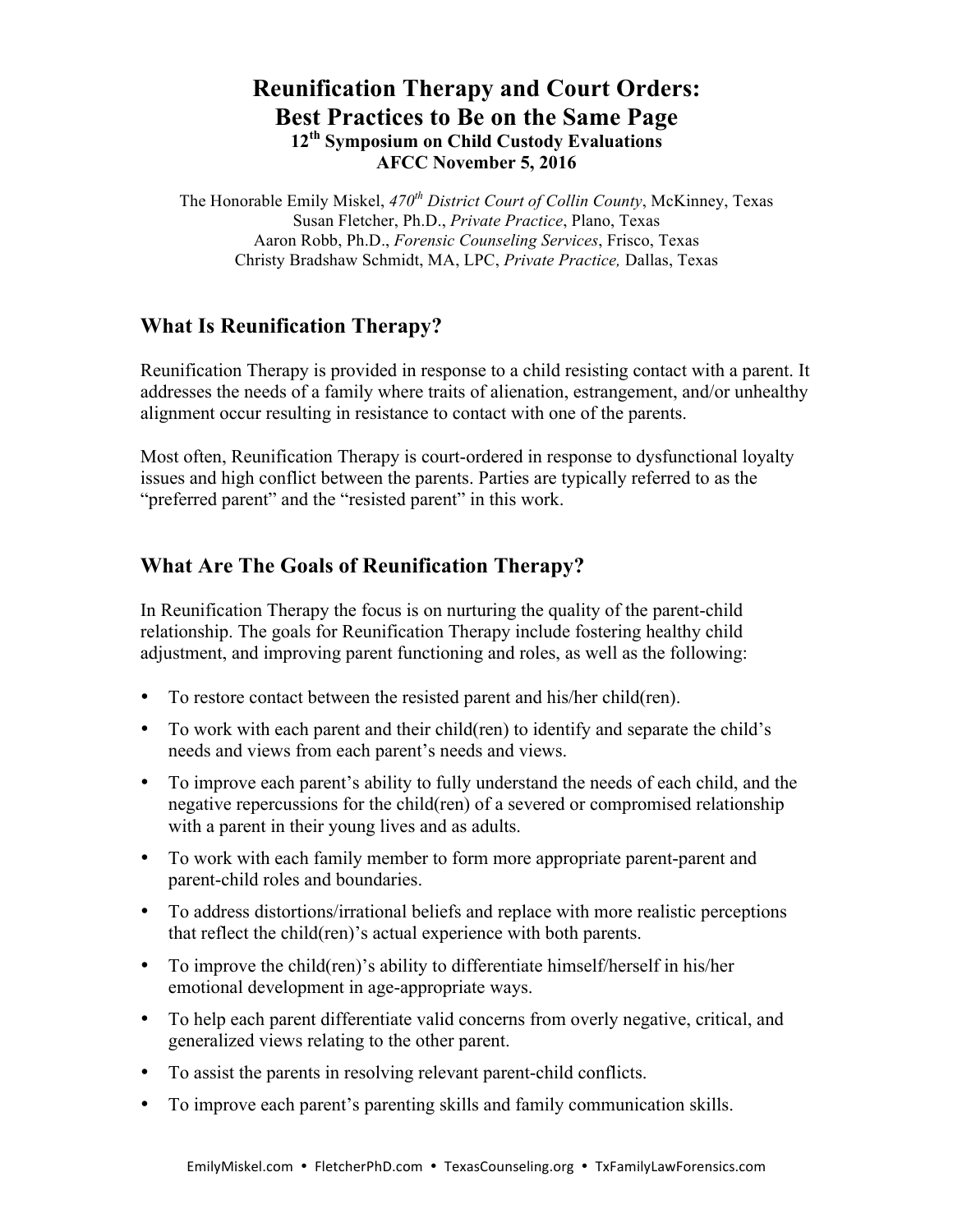# Reunification Therapy and Court Orders: Best Practices to Be on the Same Page

**12th Symposium on Child Custody Evaluations**
**AFCC November 5, 2016**

The Honorable Emily Miskel, *470th District Court of Collin County*, McKinney, Texas
Susan Fletcher, Ph.D., *Private Practice*, Plano, Texas
Aaron Robb, Ph.D., *Forensic Counseling Services*, Frisco, Texas
Christy Bradshaw Schmidt, MA, LPC, *Private Practice,* Dallas, Texas

## What Is Reunification Therapy?

Reunification Therapy is provided in response to a child resisting contact with a parent. It addresses the needs of a family where traits of alienation, estrangement, and/or unhealthy alignment occur resulting in resistance to contact with one of the parents.

Most often, Reunification Therapy is court-ordered in response to dysfunctional loyalty issues and high conflict between the parents. Parties are typically referred to as the "preferred parent" and the "resisted parent" in this work.

## What Are The Goals of Reunification Therapy?

In Reunification Therapy the focus is on nurturing the quality of the parent-child relationship. The goals for Reunification Therapy include fostering healthy child adjustment, and improving parent functioning and roles, as well as the following:

- To restore contact between the resisted parent and his/her child(ren).
- To work with each parent and their child(ren) to identify and separate the child's needs and views from each parent's needs and views.
- To improve each parent's ability to fully understand the needs of each child, and the negative repercussions for the child(ren) of a severed or compromised relationship with a parent in their young lives and as adults.
- To work with each family member to form more appropriate parent-parent and parent-child roles and boundaries.
- To address distortions/irrational beliefs and replace with more realistic perceptions that reflect the child(ren)'s actual experience with both parents.
- To improve the child(ren)'s ability to differentiate himself/herself in his/her emotional development in age-appropriate ways.
- To help each parent differentiate valid concerns from overly negative, critical, and generalized views relating to the other parent.
- To assist the parents in resolving relevant parent-child conflicts.
- To improve each parent's parenting skills and family communication skills.

EmilyMiskel.com • FletcherPhD.com • TexasCounseling.org • TxFamilyLawForensics.com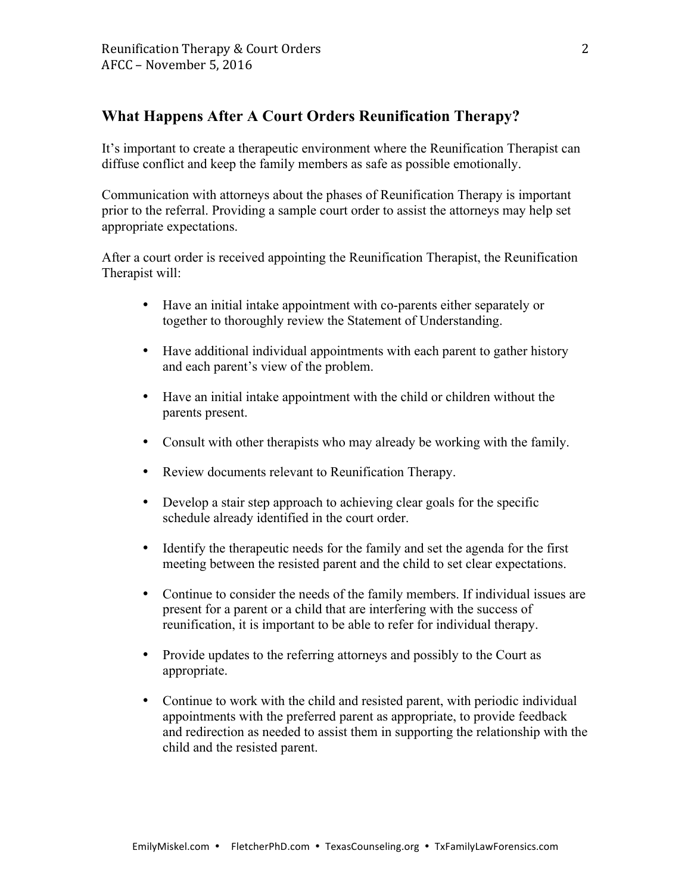## What Happens After A Court Orders Reunification Therapy?

It's important to create a therapeutic environment where the Reunification Therapist can diffuse conflict and keep the family members as safe as possible emotionally.

Communication with attorneys about the phases of Reunification Therapy is important prior to the referral. Providing a sample court order to assist the attorneys may help set appropriate expectations.

After a court order is received appointing the Reunification Therapist, the Reunification Therapist will:

- Have an initial intake appointment with co-parents either separately or together to thoroughly review the Statement of Understanding.
- Have additional individual appointments with each parent to gather history and each parent's view of the problem.
- Have an initial intake appointment with the child or children without the parents present.
- Consult with other therapists who may already be working with the family.
- Review documents relevant to Reunification Therapy.
- Develop a stair step approach to achieving clear goals for the specific schedule already identified in the court order.
- Identify the therapeutic needs for the family and set the agenda for the first meeting between the resisted parent and the child to set clear expectations.
- Continue to consider the needs of the family members. If individual issues are present for a parent or a child that are interfering with the success of reunification, it is important to be able to refer for individual therapy.
- Provide updates to the referring attorneys and possibly to the Court as appropriate.
- Continue to work with the child and resisted parent, with periodic individual appointments with the preferred parent as appropriate, to provide feedback and redirection as needed to assist them in supporting the relationship with the child and the resisted parent.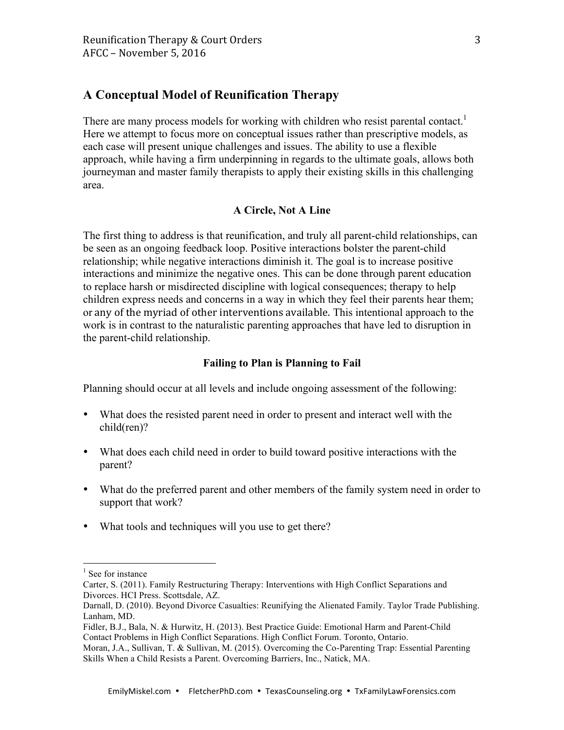## A Conceptual Model of Reunification Therapy

There are many process models for working with children who resist parental contact.[1] Here we attempt to focus more on conceptual issues rather than prescriptive models, as each case will present unique challenges and issues. The ability to use a flexible approach, while having a firm underpinning in regards to the ultimate goals, allows both journeyman and master family therapists to apply their existing skills in this challenging area.

### A Circle, Not A Line

The first thing to address is that reunification, and truly all parent-child relationships, can be seen as an ongoing feedback loop. Positive interactions bolster the parent-child relationship; while negative interactions diminish it. The goal is to increase positive interactions and minimize the negative ones. This can be done through parent education to replace harsh or misdirected discipline with logical consequences; therapy to help children express needs and concerns in a way in which they feel their parents hear them; or any of the myriad of other interventions available. This intentional approach to the work is in contrast to the naturalistic parenting approaches that have led to disruption in the parent-child relationship.

### Failing to Plan is Planning to Fail

Planning should occur at all levels and include ongoing assessment of the following:

- What does the resisted parent need in order to present and interact well with the child(ren)?
- What does each child need in order to build toward positive interactions with the parent?
- What do the preferred parent and other members of the family system need in order to support that work?
- What tools and techniques will you use to get there?

---

[1] See for instance

Carter, S. (2011). Family Restructuring Therapy: Interventions with High Conflict Separations and Divorces. HCI Press. Scottsdale, AZ.

Darnall, D. (2010). Beyond Divorce Casualties: Reunifying the Alienated Family. Taylor Trade Publishing. Lanham, MD.

Fidler, B.J., Bala, N. & Hurwitz, H. (2013). Best Practice Guide: Emotional Harm and Parent-Child Contact Problems in High Conflict Separations. High Conflict Forum. Toronto, Ontario.

Moran, J.A., Sullivan, T. & Sullivan, M. (2015). Overcoming the Co-Parenting Trap: Essential Parenting Skills When a Child Resists a Parent. Overcoming Barriers, Inc., Natick, MA.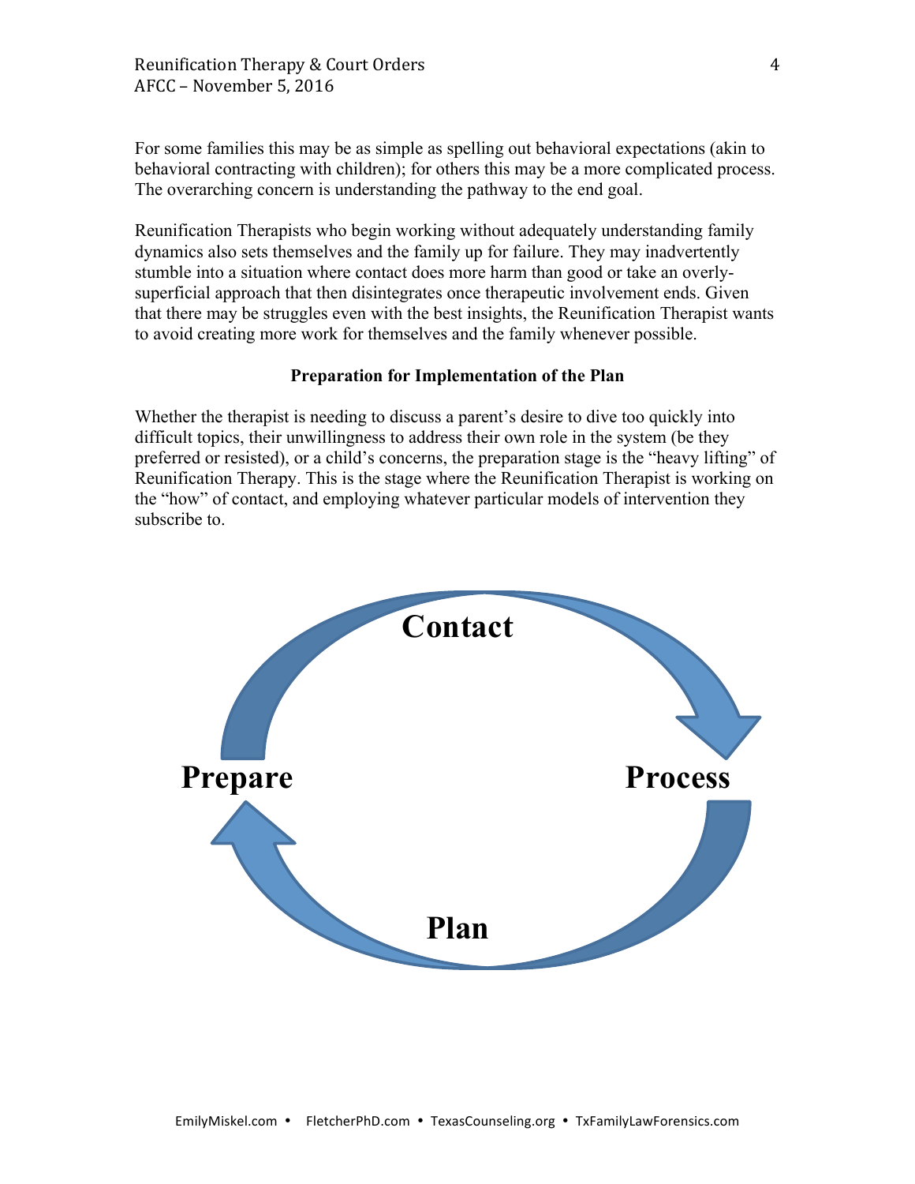For some families this may be as simple as spelling out behavioral expectations (akin to behavioral contracting with children); for others this may be a more complicated process. The overarching concern is understanding the pathway to the end goal.

Reunification Therapists who begin working without adequately understanding family dynamics also sets themselves and the family up for failure. They may inadvertently stumble into a situation where contact does more harm than good or take an overly-superficial approach that then disintegrates once therapeutic involvement ends. Given that there may be struggles even with the best insights, the Reunification Therapist wants to avoid creating more work for themselves and the family whenever possible.

**Preparation for Implementation of the Plan**

Whether the therapist is needing to discuss a parent's desire to dive too quickly into difficult topics, their unwillingness to address their own role in the system (be they preferred or resisted), or a child's concerns, the preparation stage is the "heavy lifting" of Reunification Therapy. This is the stage where the Reunification Therapist is working on the "how" of contact, and employing whatever particular models of intervention they subscribe to.

**Contact**

**Prepare** **Process**

**Plan**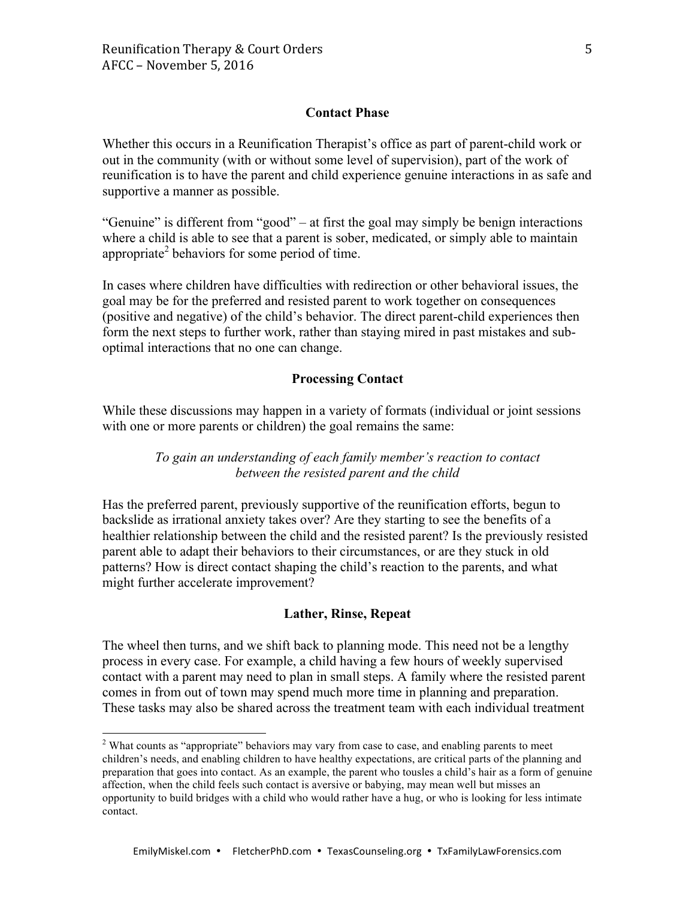## Contact Phase

Whether this occurs in a Reunification Therapist's office as part of parent-child work or out in the community (with or without some level of supervision), part of the work of reunification is to have the parent and child experience genuine interactions in as safe and supportive a manner as possible.

"Genuine" is different from "good" – at first the goal may simply be benign interactions where a child is able to see that a parent is sober, medicated, or simply able to maintain appropriate[2] behaviors for some period of time.

In cases where children have difficulties with redirection or other behavioral issues, the goal may be for the preferred and resisted parent to work together on consequences (positive and negative) of the child's behavior. The direct parent-child experiences then form the next steps to further work, rather than staying mired in past mistakes and sub-optimal interactions that no one can change.

## Processing Contact

While these discussions may happen in a variety of formats (individual or joint sessions with one or more parents or children) the goal remains the same:

> *To gain an understanding of each family member's reaction to contact between the resisted parent and the child*

Has the preferred parent, previously supportive of the reunification efforts, begun to backslide as irrational anxiety takes over? Are they starting to see the benefits of a healthier relationship between the child and the resisted parent? Is the previously resisted parent able to adapt their behaviors to their circumstances, or are they stuck in old patterns? How is direct contact shaping the child's reaction to the parents, and what might further accelerate improvement?

## Lather, Rinse, Repeat

The wheel then turns, and we shift back to planning mode. This need not be a lengthy process in every case. For example, a child having a few hours of weekly supervised contact with a parent may need to plan in small steps. A family where the resisted parent comes in from out of town may spend much more time in planning and preparation. These tasks may also be shared across the treatment team with each individual treatment

---

[2] What counts as "appropriate" behaviors may vary from case to case, and enabling parents to meet children's needs, and enabling children to have healthy expectations, are critical parts of the planning and preparation that goes into contact. As an example, the parent who tousles a child's hair as a form of genuine affection, when the child feels such contact is aversive or babying, may mean well but misses an opportunity to build bridges with a child who would rather have a hug, or who is looking for less intimate contact.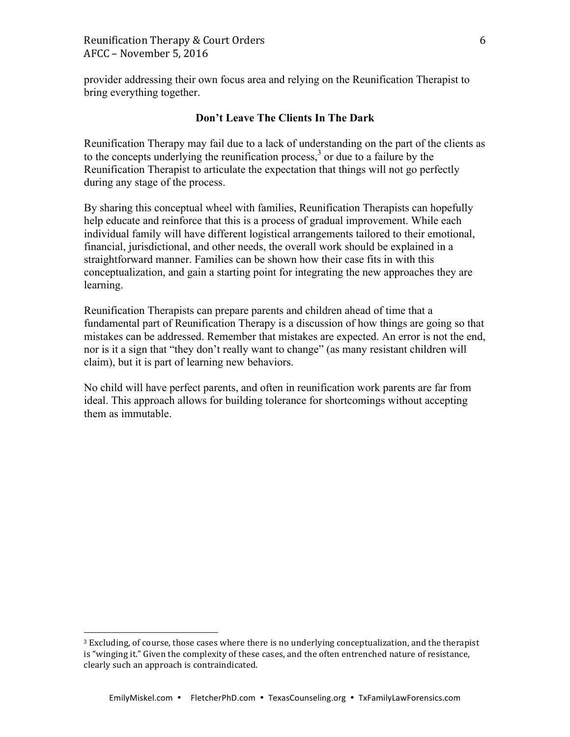provider addressing their own focus area and relying on the Reunification Therapist to bring everything together.

## Don't Leave The Clients In The Dark

Reunification Therapy may fail due to a lack of understanding on the part of the clients as to the concepts underlying the reunification process,[3] or due to a failure by the Reunification Therapist to articulate the expectation that things will not go perfectly during any stage of the process.

By sharing this conceptual wheel with families, Reunification Therapists can hopefully help educate and reinforce that this is a process of gradual improvement. While each individual family will have different logistical arrangements tailored to their emotional, financial, jurisdictional, and other needs, the overall work should be explained in a straightforward manner. Families can be shown how their case fits in with this conceptualization, and gain a starting point for integrating the new approaches they are learning.

Reunification Therapists can prepare parents and children ahead of time that a fundamental part of Reunification Therapy is a discussion of how things are going so that mistakes can be addressed. Remember that mistakes are expected. An error is not the end, nor is it a sign that "they don't really want to change" (as many resistant children will claim), but it is part of learning new behaviors.

No child will have perfect parents, and often in reunification work parents are far from ideal. This approach allows for building tolerance for shortcomings without accepting them as immutable.

---

[3] Excluding, of course, those cases where there is no underlying conceptualization, and the therapist is "winging it." Given the complexity of these cases, and the often entrenched nature of resistance, clearly such an approach is contraindicated.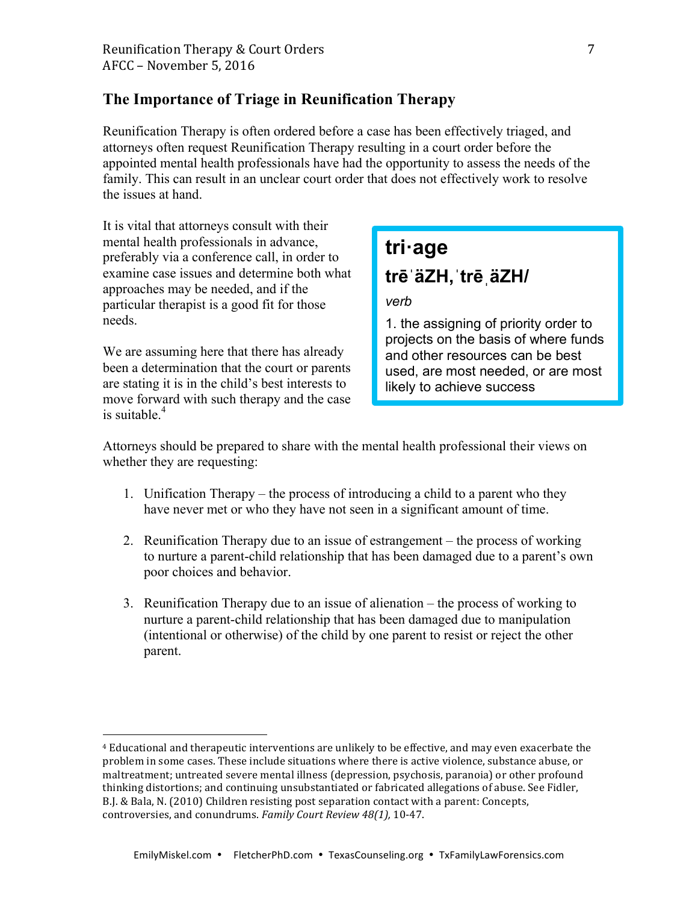## The Importance of Triage in Reunification Therapy

Reunification Therapy is often ordered before a case has been effectively triaged, and attorneys often request Reunification Therapy resulting in a court order before the appointed mental health professionals have had the opportunity to assess the needs of the family. This can result in an unclear court order that does not effectively work to resolve the issues at hand.

It is vital that attorneys consult with their mental health professionals in advance, preferably via a conference call, in order to examine case issues and determine both what approaches may be needed, and if the particular therapist is a good fit for those needs.

> **tri·age**
>
> **trēˈäZH,ˈtrēˌäZH/**
>
> *verb*
>
> 1. the assigning of priority order to projects on the basis of where funds and other resources can be best used, are most needed, or are most likely to achieve success

We are assuming here that there has already been a determination that the court or parents are stating it is in the child's best interests to move forward with such therapy and the case is suitable.[4]

Attorneys should be prepared to share with the mental health professional their views on whether they are requesting:

1. Unification Therapy – the process of introducing a child to a parent who they have never met or who they have not seen in a significant amount of time.

2. Reunification Therapy due to an issue of estrangement – the process of working to nurture a parent-child relationship that has been damaged due to a parent's own poor choices and behavior.

3. Reunification Therapy due to an issue of alienation – the process of working to nurture a parent-child relationship that has been damaged due to manipulation (intentional or otherwise) of the child by one parent to resist or reject the other parent.

---

[4] Educational and therapeutic interventions are unlikely to be effective, and may even exacerbate the problem in some cases. These include situations where there is active violence, substance abuse, or maltreatment; untreated severe mental illness (depression, psychosis, paranoia) or other profound thinking distortions; and continuing unsubstantiated or fabricated allegations of abuse. See Fidler, B.J. & Bala, N. (2010) Children resisting post separation contact with a parent: Concepts, controversies, and conundrums. *Family Court Review 48(1),* 10-47.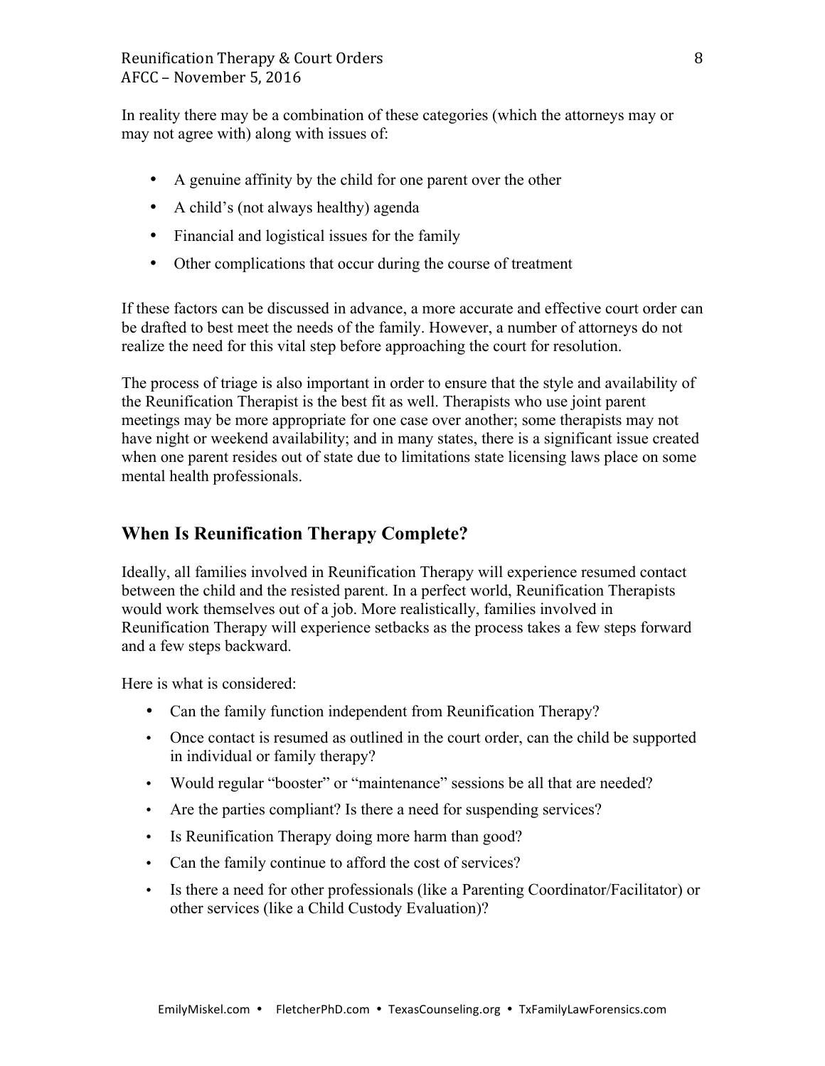In reality there may be a combination of these categories (which the attorneys may or may not agree with) along with issues of:

- A genuine affinity by the child for one parent over the other
- A child's (not always healthy) agenda
- Financial and logistical issues for the family
- Other complications that occur during the course of treatment

If these factors can be discussed in advance, a more accurate and effective court order can be drafted to best meet the needs of the family. However, a number of attorneys do not realize the need for this vital step before approaching the court for resolution.

The process of triage is also important in order to ensure that the style and availability of the Reunification Therapist is the best fit as well. Therapists who use joint parent meetings may be more appropriate for one case over another; some therapists may not have night or weekend availability; and in many states, there is a significant issue created when one parent resides out of state due to limitations state licensing laws place on some mental health professionals.

## When Is Reunification Therapy Complete?

Ideally, all families involved in Reunification Therapy will experience resumed contact between the child and the resisted parent. In a perfect world, Reunification Therapists would work themselves out of a job. More realistically, families involved in Reunification Therapy will experience setbacks as the process takes a few steps forward and a few steps backward.

Here is what is considered:

- Can the family function independent from Reunification Therapy?
- Once contact is resumed as outlined in the court order, can the child be supported in individual or family therapy?
- Would regular "booster" or "maintenance" sessions be all that are needed?
- Are the parties compliant? Is there a need for suspending services?
- Is Reunification Therapy doing more harm than good?
- Can the family continue to afford the cost of services?
- Is there a need for other professionals (like a Parenting Coordinator/Facilitator) or other services (like a Child Custody Evaluation)?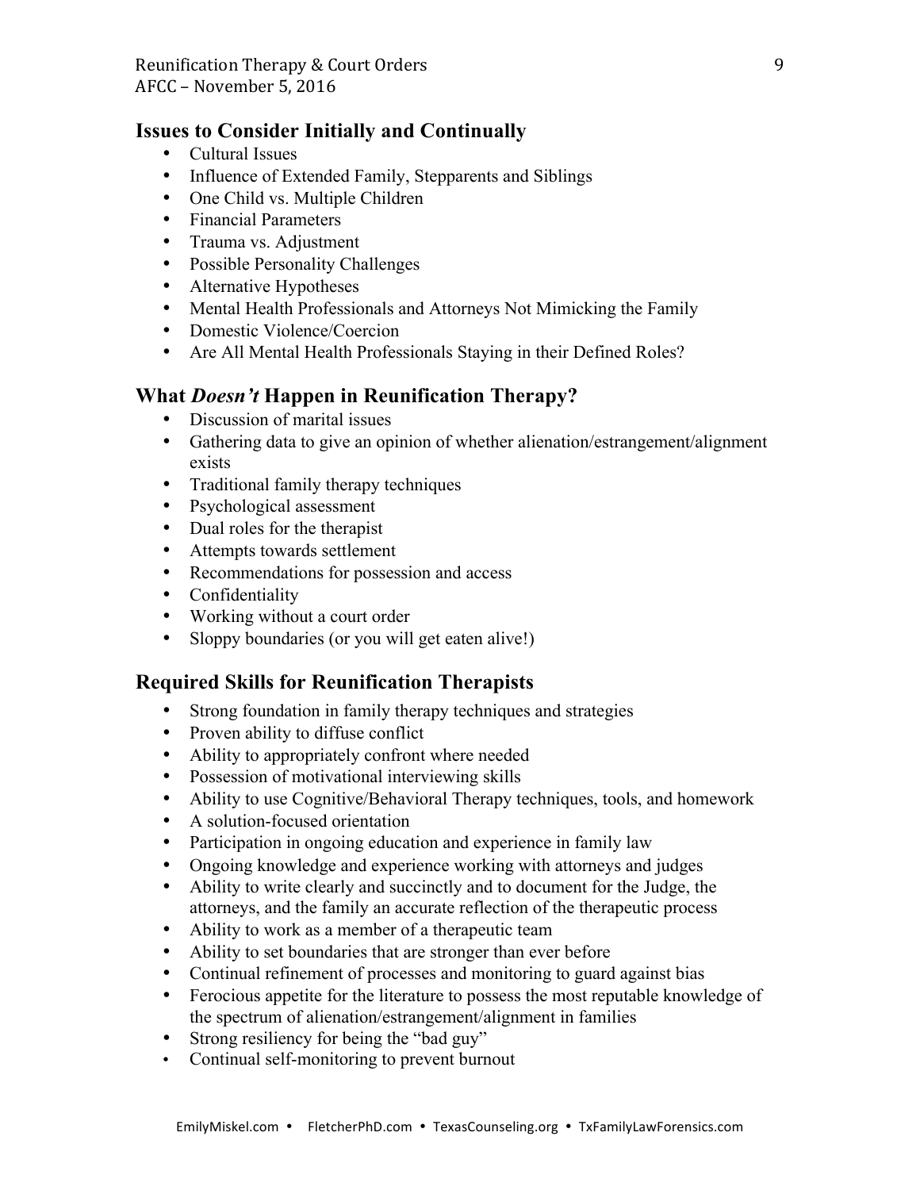## Issues to Consider Initially and Continually

- Cultural Issues
- Influence of Extended Family, Stepparents and Siblings
- One Child vs. Multiple Children
- Financial Parameters
- Trauma vs. Adjustment
- Possible Personality Challenges
- Alternative Hypotheses
- Mental Health Professionals and Attorneys Not Mimicking the Family
- Domestic Violence/Coercion
- Are All Mental Health Professionals Staying in their Defined Roles?

## What *Doesn't* Happen in Reunification Therapy?

- Discussion of marital issues
- Gathering data to give an opinion of whether alienation/estrangement/alignment exists
- Traditional family therapy techniques
- Psychological assessment
- Dual roles for the therapist
- Attempts towards settlement
- Recommendations for possession and access
- Confidentiality
- Working without a court order
- Sloppy boundaries (or you will get eaten alive!)

## Required Skills for Reunification Therapists

- Strong foundation in family therapy techniques and strategies
- Proven ability to diffuse conflict
- Ability to appropriately confront where needed
- Possession of motivational interviewing skills
- Ability to use Cognitive/Behavioral Therapy techniques, tools, and homework
- A solution-focused orientation
- Participation in ongoing education and experience in family law
- Ongoing knowledge and experience working with attorneys and judges
- Ability to write clearly and succinctly and to document for the Judge, the attorneys, and the family an accurate reflection of the therapeutic process
- Ability to work as a member of a therapeutic team
- Ability to set boundaries that are stronger than ever before
- Continual refinement of processes and monitoring to guard against bias
- Ferocious appetite for the literature to possess the most reputable knowledge of the spectrum of alienation/estrangement/alignment in families
- Strong resiliency for being the "bad guy"
- Continual self-monitoring to prevent burnout